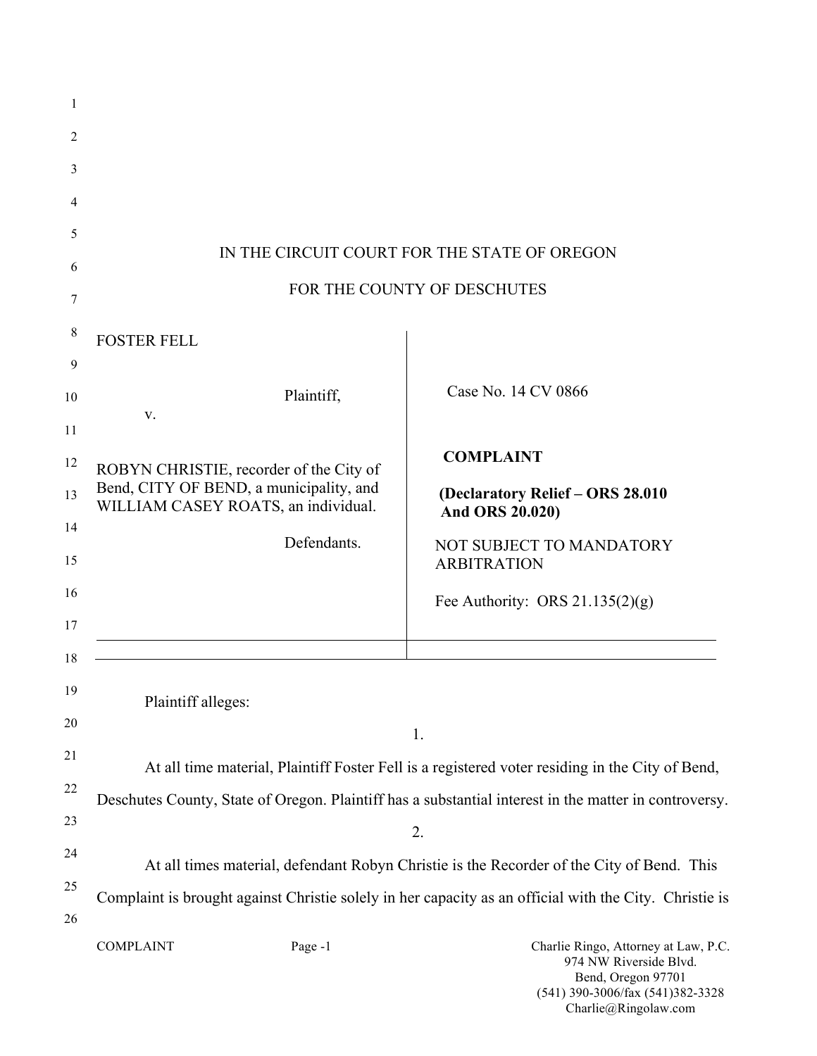IN THE CIRCUIT COURT FOR THE STATE OF OREGON

FOR THE COUNTY OF DESCHUTES

| | |
|---|---|
| FOSTER FELL<br><br>Plaintiff,<br>v.<br><br>ROBYN CHRISTIE, recorder of the City of Bend, CITY OF BEND, a municipality, and WILLIAM CASEY ROATS, an individual.<br><br>Defendants. | Case No. 14 CV 0866<br><br>**COMPLAINT**<br><br>**(Declaratory Relief – ORS 28.010 And ORS 20.020)**<br><br>NOT SUBJECT TO MANDATORY ARBITRATION<br><br>Fee Authority: ORS 21.135(2)(g) |

Plaintiff alleges:

1.

At all time material, Plaintiff Foster Fell is a registered voter residing in the City of Bend, Deschutes County, State of Oregon. Plaintiff has a substantial interest in the matter in controversy.

2.

At all times material, defendant Robyn Christie is the Recorder of the City of Bend. This Complaint is brought against Christie solely in her capacity as an official with the City. Christie is

COMPLAINT

Charlie Ringo, Attorney at Law, P.C.
974 NW Riverside Blvd.
Bend, Oregon 97701
(541) 390-3006/fax (541)382-3328
Charlie@Ringolaw.com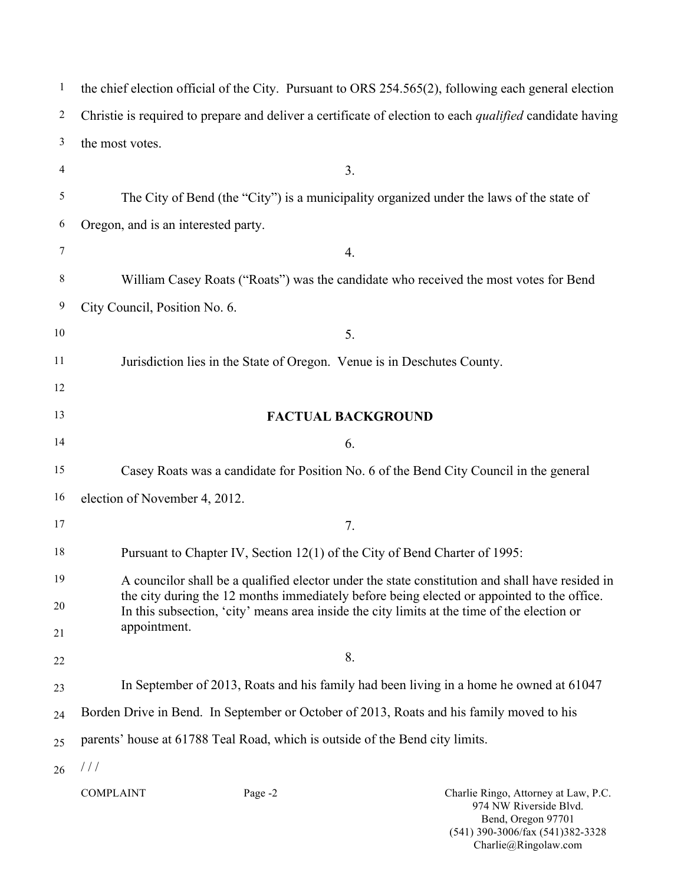the chief election official of the City. Pursuant to ORS 254.565(2), following each general election Christie is required to prepare and deliver a certificate of election to each *qualified* candidate having the most votes.

3.

The City of Bend (the "City") is a municipality organized under the laws of the state of Oregon, and is an interested party.

4.

William Casey Roats ("Roats") was the candidate who received the most votes for Bend City Council, Position No. 6.

5.

Jurisdiction lies in the State of Oregon. Venue is in Deschutes County.

## FACTUAL BACKGROUND

6.

Casey Roats was a candidate for Position No. 6 of the Bend City Council in the general election of November 4, 2012.

7.

Pursuant to Chapter IV, Section 12(1) of the City of Bend Charter of 1995:

> A councilor shall be a qualified elector under the state constitution and shall have resided in the city during the 12 months immediately before being elected or appointed to the office. In this subsection, 'city' means area inside the city limits at the time of the election or appointment.

8.

In September of 2013, Roats and his family had been living in a home he owned at 61047 Borden Drive in Bend. In September or October of 2013, Roats and his family moved to his parents' house at 61788 Teal Road, which is outside of the Bend city limits.

/ / /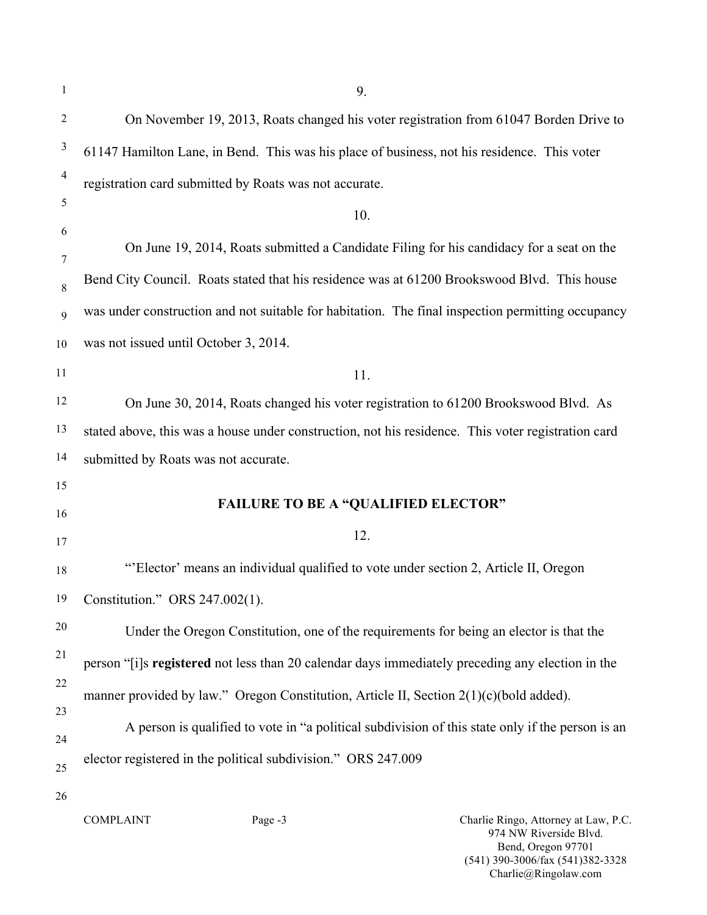9.

On November 19, 2013, Roats changed his voter registration from 61047 Borden Drive to 61147 Hamilton Lane, in Bend. This was his place of business, not his residence. This voter registration card submitted by Roats was not accurate.

10.

On June 19, 2014, Roats submitted a Candidate Filing for his candidacy for a seat on the Bend City Council. Roats stated that his residence was at 61200 Brookswood Blvd. This house was under construction and not suitable for habitation. The final inspection permitting occupancy was not issued until October 3, 2014.

11.

On June 30, 2014, Roats changed his voter registration to 61200 Brookswood Blvd. As stated above, this was a house under construction, not his residence. This voter registration card submitted by Roats was not accurate.

## FAILURE TO BE A "QUALIFIED ELECTOR"

12.

"'Elector' means an individual qualified to vote under section 2, Article II, Oregon Constitution." ORS 247.002(1).

Under the Oregon Constitution, one of the requirements for being an elector is that the person "[i]s **registered** not less than 20 calendar days immediately preceding any election in the manner provided by law." Oregon Constitution, Article II, Section 2(1)(c)(bold added).

A person is qualified to vote in "a political subdivision of this state only if the person is an elector registered in the political subdivision." ORS 247.009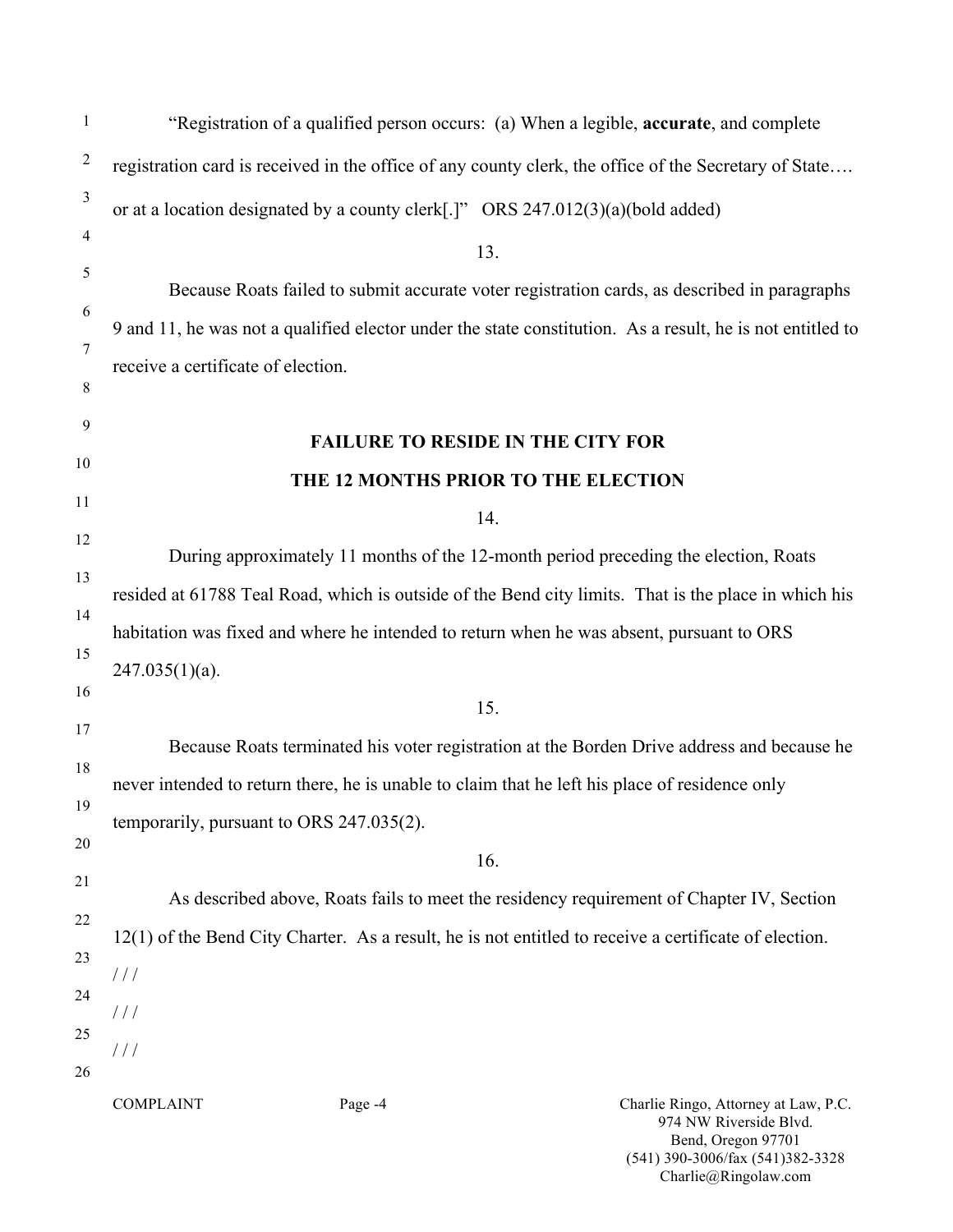"Registration of a qualified person occurs: (a) When a legible, **accurate**, and complete registration card is received in the office of any county clerk, the office of the Secretary of State…. or at a location designated by a county clerk[.]" ORS 247.012(3)(a)(bold added)

13.

Because Roats failed to submit accurate voter registration cards, as described in paragraphs 9 and 11, he was not a qualified elector under the state constitution. As a result, he is not entitled to receive a certificate of election.

**FAILURE TO RESIDE IN THE CITY FOR**
**THE 12 MONTHS PRIOR TO THE ELECTION**

14.

During approximately 11 months of the 12-month period preceding the election, Roats resided at 61788 Teal Road, which is outside of the Bend city limits. That is the place in which his habitation was fixed and where he intended to return when he was absent, pursuant to ORS 247.035(1)(a).

15.

Because Roats terminated his voter registration at the Borden Drive address and because he never intended to return there, he is unable to claim that he left his place of residence only temporarily, pursuant to ORS 247.035(2).

16.

As described above, Roats fails to meet the residency requirement of Chapter IV, Section 12(1) of the Bend City Charter. As a result, he is not entitled to receive a certificate of election.

/ / /

/ / /

/ / /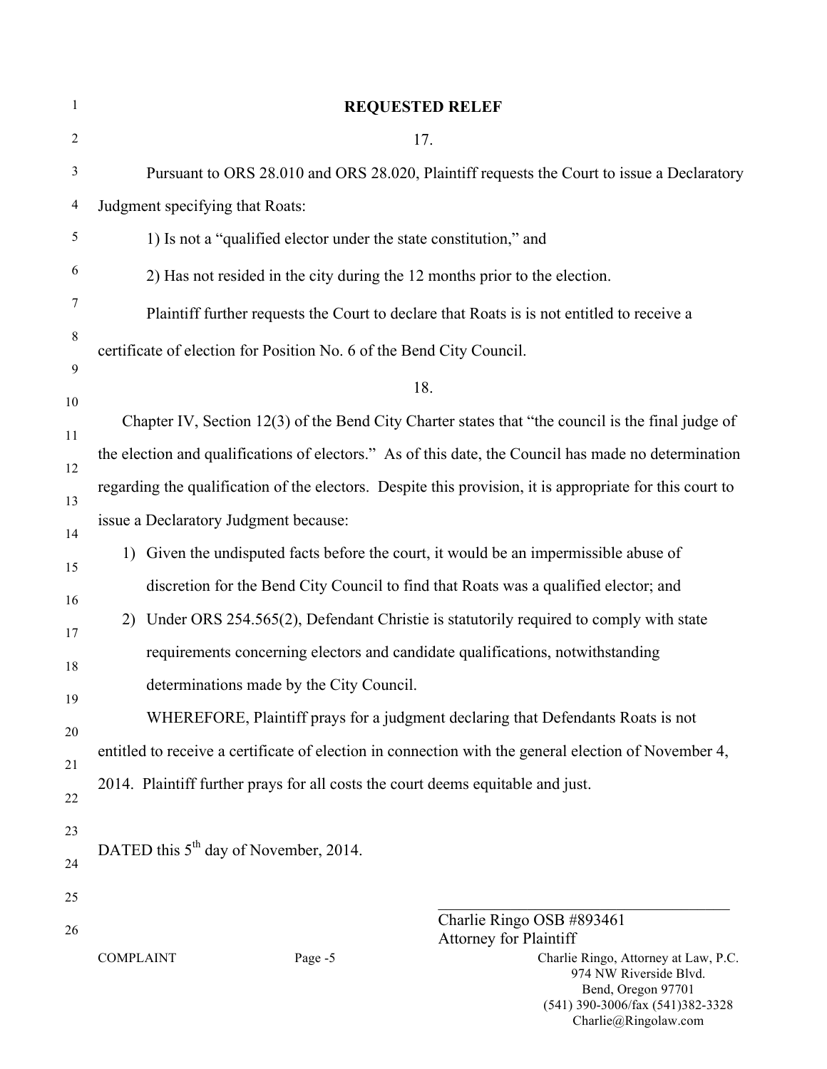**REQUESTED RELEF**

17.

Pursuant to ORS 28.010 and ORS 28.020, Plaintiff requests the Court to issue a Declaratory Judgment specifying that Roats:

1) Is not a "qualified elector under the state constitution," and

2) Has not resided in the city during the 12 months prior to the election.

Plaintiff further requests the Court to declare that Roats is is not entitled to receive a certificate of election for Position No. 6 of the Bend City Council.

18.

Chapter IV, Section 12(3) of the Bend City Charter states that "the council is the final judge of the election and qualifications of electors." As of this date, the Council has made no determination regarding the qualification of the electors. Despite this provision, it is appropriate for this court to issue a Declaratory Judgment because:

1) Given the undisputed facts before the court, it would be an impermissible abuse of discretion for the Bend City Council to find that Roats was a qualified elector; and
2) Under ORS 254.565(2), Defendant Christie is statutorily required to comply with state requirements concerning electors and candidate qualifications, notwithstanding determinations made by the City Council.

WHEREFORE, Plaintiff prays for a judgment declaring that Defendants Roats is not entitled to receive a certificate of election in connection with the general election of November 4, 2014. Plaintiff further prays for all costs the court deems equitable and just.

DATED this 5th day of November, 2014.

\_\_\_\_\_\_\_\_\_\_\_\_\_\_\_\_\_\_\_\_\_\_\_\_\_\_\_\_\_\_\_\_\_\_\_\_\_\_\_\_

Charlie Ringo OSB #893461
Attorney for Plaintiff

COMPLAINT

Charlie Ringo, Attorney at Law, P.C.
974 NW Riverside Blvd.
Bend, Oregon 97701
(541) 390-3006/fax (541)382-3328
Charlie@Ringolaw.com